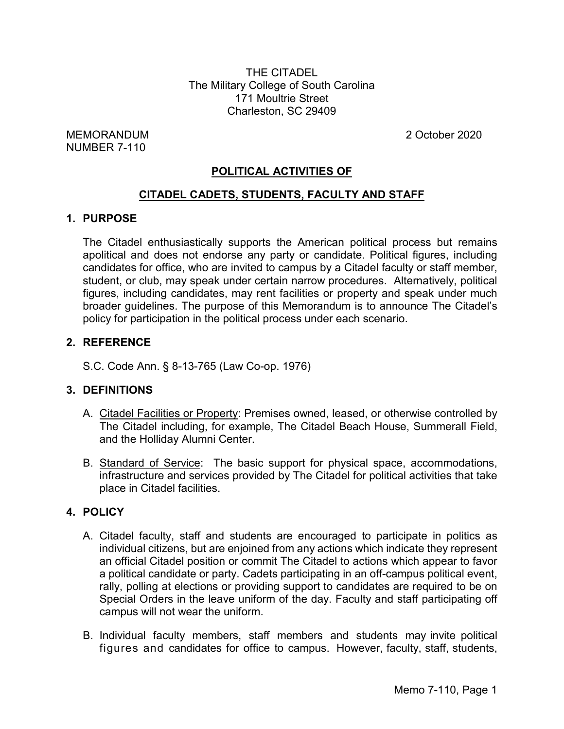THE CITADEL
The Military College of South Carolina
171 Moultrie Street
Charleston, SC 29409

MEMORANDUM
NUMBER 7-110

2 October 2020

# POLITICAL ACTIVITIES OF

# CITADEL CADETS, STUDENTS, FACULTY AND STAFF

## 1. PURPOSE

The Citadel enthusiastically supports the American political process but remains apolitical and does not endorse any party or candidate. Political figures, including candidates for office, who are invited to campus by a Citadel faculty or staff member, student, or club, may speak under certain narrow procedures. Alternatively, political figures, including candidates, may rent facilities or property and speak under much broader guidelines. The purpose of this Memorandum is to announce The Citadel's policy for participation in the political process under each scenario.

## 2. REFERENCE

S.C. Code Ann. § 8-13-765 (Law Co-op. 1976)

## 3. DEFINITIONS

A. <u>Citadel Facilities or Property</u>: Premises owned, leased, or otherwise controlled by The Citadel including, for example, The Citadel Beach House, Summerall Field, and the Holliday Alumni Center.

B. <u>Standard of Service</u>: The basic support for physical space, accommodations, infrastructure and services provided by The Citadel for political activities that take place in Citadel facilities.

## 4. POLICY

A. Citadel faculty, staff and students are encouraged to participate in politics as individual citizens, but are enjoined from any actions which indicate they represent an official Citadel position or commit The Citadel to actions which appear to favor a political candidate or party. Cadets participating in an off-campus political event, rally, polling at elections or providing support to candidates are required to be on Special Orders in the leave uniform of the day. Faculty and staff participating off campus will not wear the uniform.

B. Individual faculty members, staff members and students may invite political figures and candidates for office to campus. However, faculty, staff, students,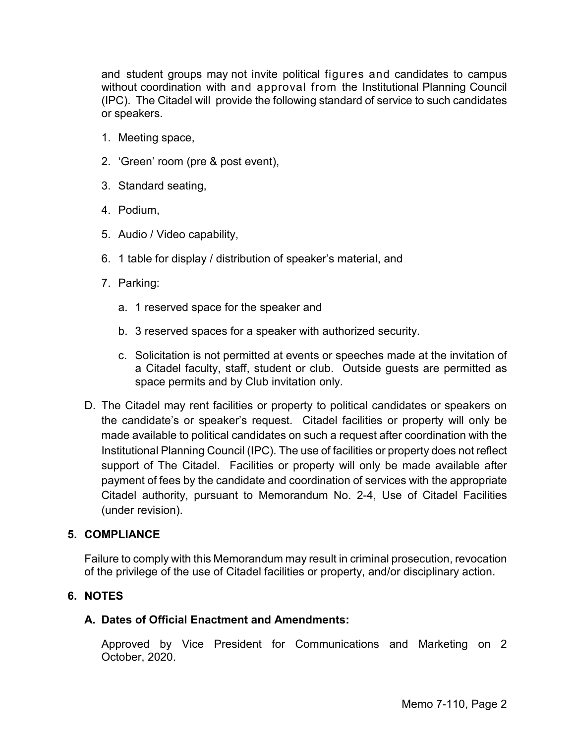and student groups may not invite political figures and candidates to campus without coordination with and approval from the Institutional Planning Council (IPC). The Citadel will provide the following standard of service to such candidates or speakers.

1. Meeting space,
2. 'Green' room (pre & post event),
3. Standard seating,
4. Podium,
5. Audio / Video capability,
6. 1 table for display / distribution of speaker's material, and
7. Parking:
   a. 1 reserved space for the speaker and
   b. 3 reserved spaces for a speaker with authorized security.
   c. Solicitation is not permitted at events or speeches made at the invitation of a Citadel faculty, staff, student or club. Outside guests are permitted as space permits and by Club invitation only.

D. The Citadel may rent facilities or property to political candidates or speakers on the candidate's or speaker's request. Citadel facilities or property will only be made available to political candidates on such a request after coordination with the Institutional Planning Council (IPC). The use of facilities or property does not reflect support of The Citadel. Facilities or property will only be made available after payment of fees by the candidate and coordination of services with the appropriate Citadel authority, pursuant to Memorandum No. 2-4, Use of Citadel Facilities (under revision).

## 5. COMPLIANCE

Failure to comply with this Memorandum may result in criminal prosecution, revocation of the privilege of the use of Citadel facilities or property, and/or disciplinary action.

## 6. NOTES

### A. Dates of Official Enactment and Amendments:

Approved by Vice President for Communications and Marketing on 2 October, 2020.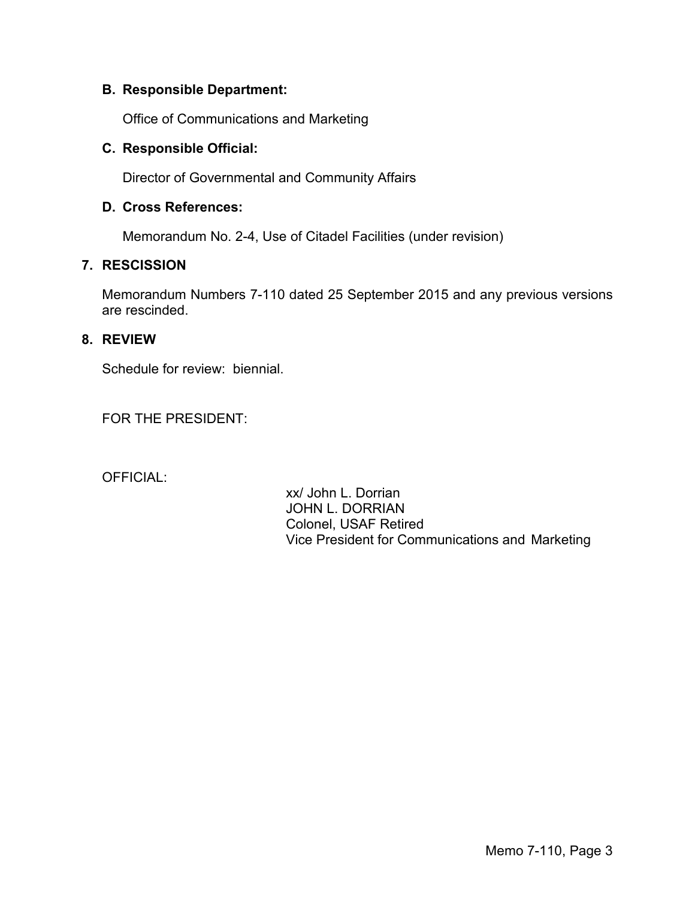**B. Responsible Department:**

Office of Communications and Marketing

**C. Responsible Official:**

Director of Governmental and Community Affairs

**D. Cross References:**

Memorandum No. 2-4, Use of Citadel Facilities (under revision)

**7. RESCISSION**

Memorandum Numbers 7-110 dated 25 September 2015 and any previous versions are rescinded.

**8. REVIEW**

Schedule for review: biennial.

FOR THE PRESIDENT:

OFFICIAL:

xx/ John L. Dorrian
JOHN L. DORRIAN
Colonel, USAF Retired
Vice President for Communications and Marketing